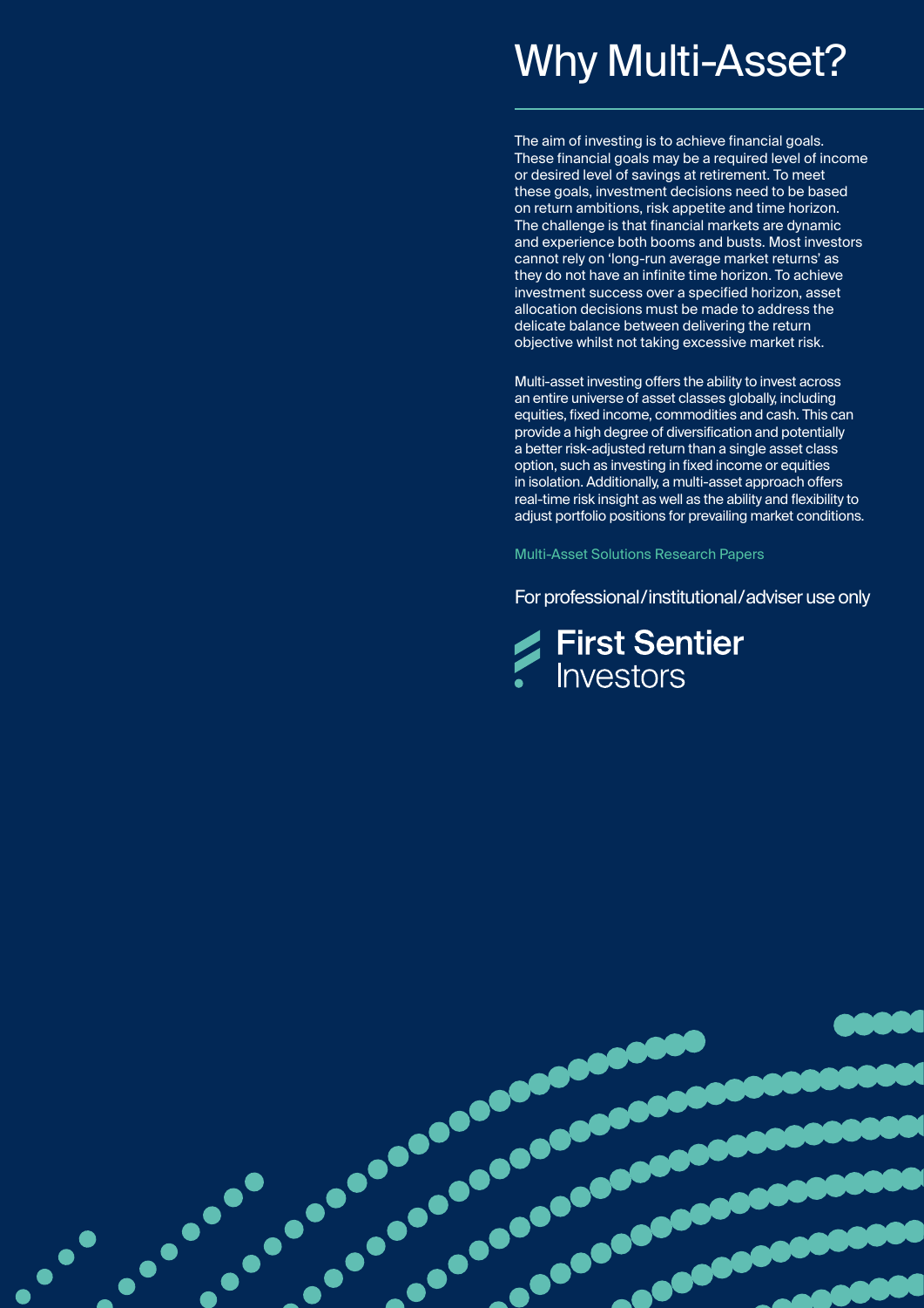# Why Multi-Asset?

The aim of investing is to achieve financial goals. These financial goals may be a required level of income or desired level of savings at retirement. To meet these goals, investment decisions need to be based on return ambitions, risk appetite and time horizon. The challenge is that financial markets are dynamic and experience both booms and busts. Most investors cannot rely on 'long-run average market returns' as they do not have an infinite time horizon. To achieve investment success over a specified horizon, asset allocation decisions must be made to address the delicate balance between delivering the return objective whilst not taking excessive market risk.

Multi-asset investing offers the ability to invest across an entire universe of asset classes globally, including equities, fixed income, commodities and cash. This can provide a high degree of diversification and potentially a better risk-adjusted return than a single asset class option, such as investing in fixed income or equities in isolation. Additionally, a multi-asset approach offers real-time risk insight as well as the ability and flexibility to adjust portfolio positions for prevailing market conditions.

Multi-Asset Solutions Research Papers

For professional/institutional/adviser use only

First Sentier Investors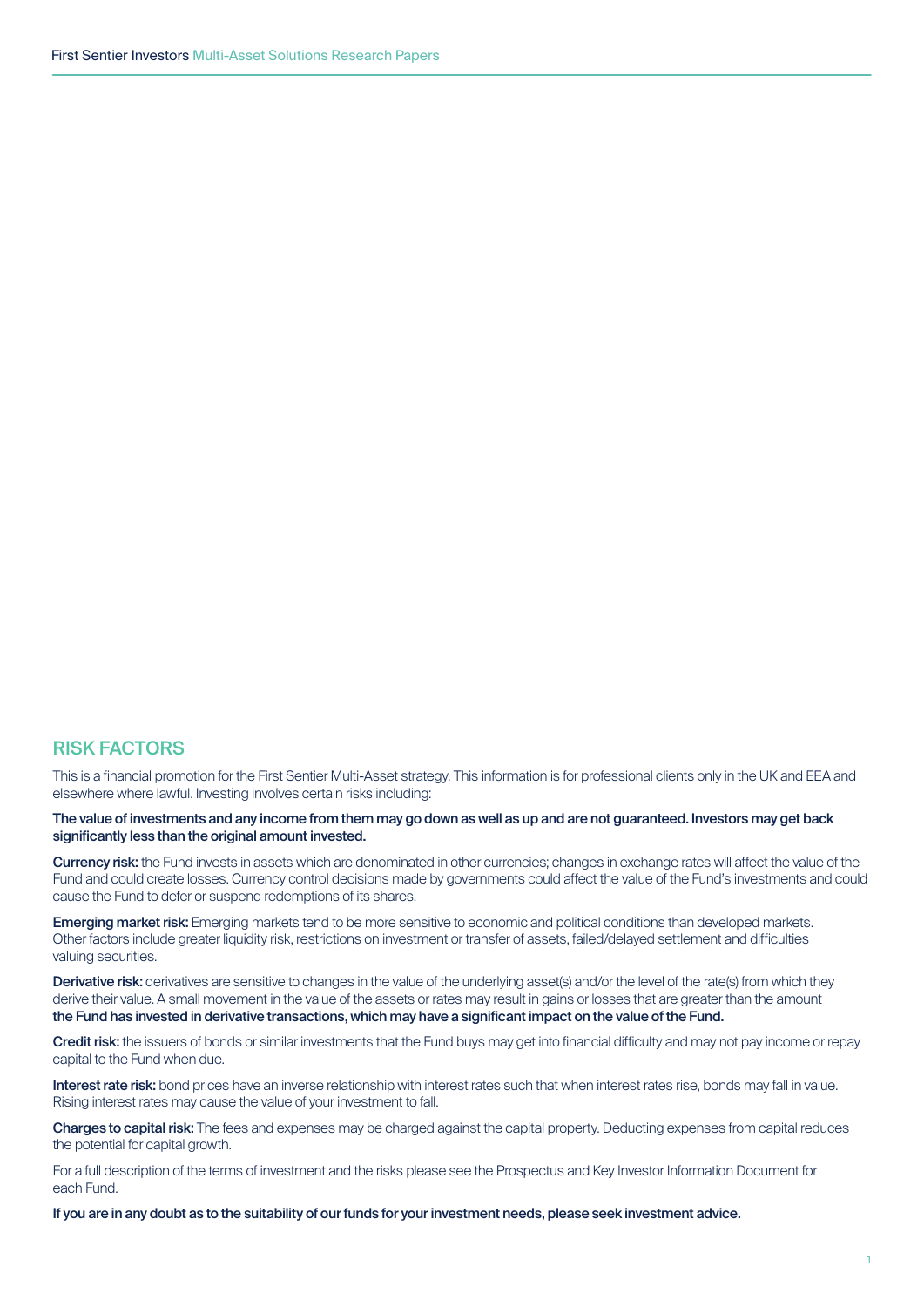## RISK FACTORS

This is a financial promotion for the First Sentier Multi-Asset strategy. This information is for professional clients only in the UK and EEA and elsewhere where lawful. Investing involves certain risks including:

**The value of investments and any income from them may go down as well as up and are not guaranteed. Investors may get back significantly less than the original amount invested.**

**Currency risk:** the Fund invests in assets which are denominated in other currencies; changes in exchange rates will affect the value of the Fund and could create losses. Currency control decisions made by governments could affect the value of the Fund's investments and could cause the Fund to defer or suspend redemptions of its shares.

**Emerging market risk:** Emerging markets tend to be more sensitive to economic and political conditions than developed markets. Other factors include greater liquidity risk, restrictions on investment or transfer of assets, failed/delayed settlement and difficulties valuing securities.

**Derivative risk:** derivatives are sensitive to changes in the value of the underlying asset(s) and/or the level of the rate(s) from which they derive their value. A small movement in the value of the assets or rates may result in gains or losses that are greater than the amount **the Fund has invested in derivative transactions, which may have a significant impact on the value of the Fund.**

**Credit risk:** the issuers of bonds or similar investments that the Fund buys may get into financial difficulty and may not pay income or repay capital to the Fund when due.

**Interest rate risk:** bond prices have an inverse relationship with interest rates such that when interest rates rise, bonds may fall in value. Rising interest rates may cause the value of your investment to fall.

**Charges to capital risk:** The fees and expenses may be charged against the capital property. Deducting expenses from capital reduces the potential for capital growth.

For a full description of the terms of investment and the risks please see the Prospectus and Key Investor Information Document for each Fund.

**If you are in any doubt as to the suitability of our funds for your investment needs, please seek investment advice.**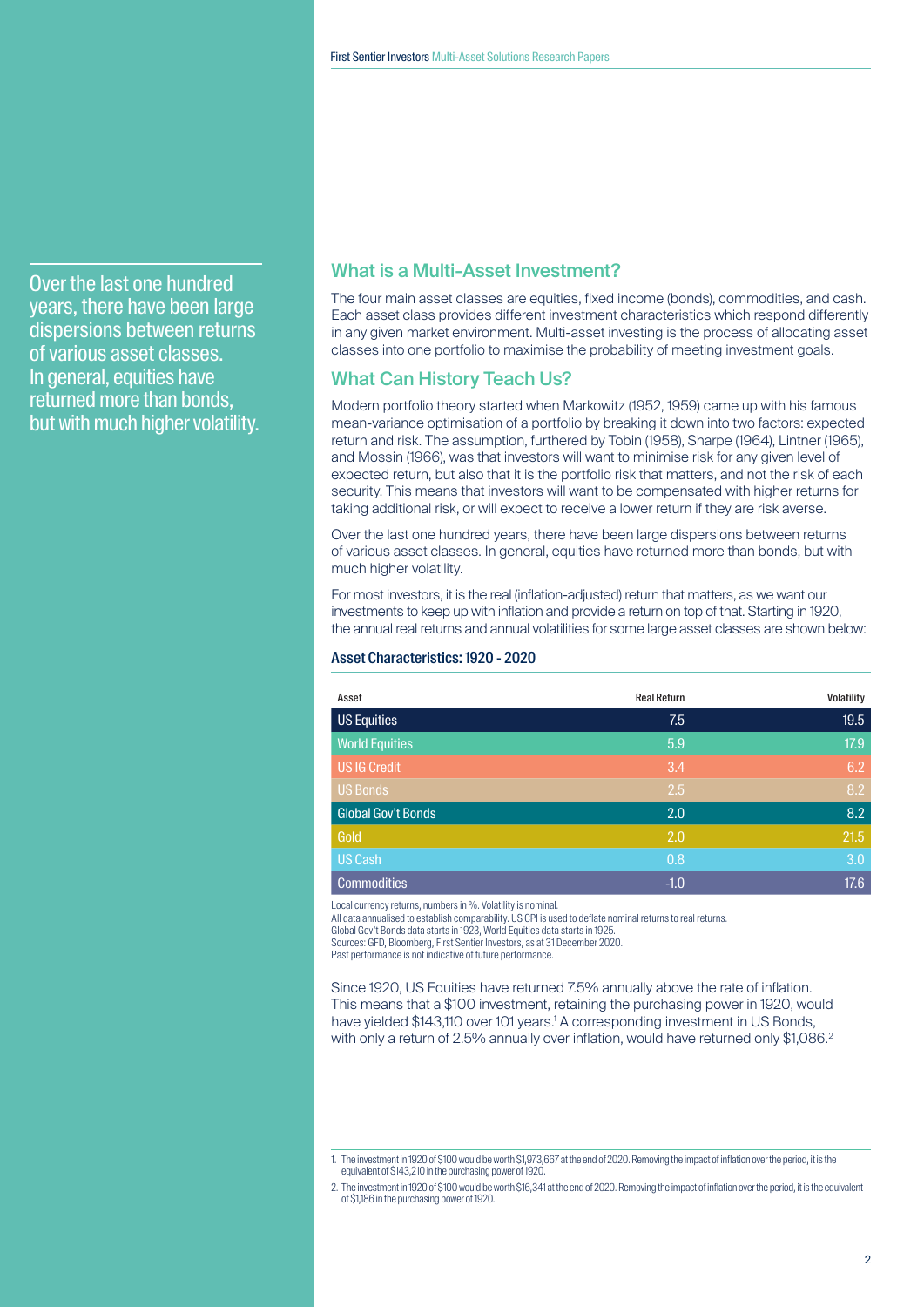Over the last one hundred years, there have been large dispersions between returns of various asset classes. In general, equities have returned more than bonds, but with much higher volatility.

## What is a Multi-Asset Investment?

The four main asset classes are equities, fixed income (bonds), commodities, and cash. Each asset class provides different investment characteristics which respond differently in any given market environment. Multi-asset investing is the process of allocating asset classes into one portfolio to maximise the probability of meeting investment goals.

## What Can History Teach Us?

Modern portfolio theory started when Markowitz (1952, 1959) came up with his famous mean-variance optimisation of a portfolio by breaking it down into two factors: expected return and risk. The assumption, furthered by Tobin (1958), Sharpe (1964), Lintner (1965), and Mossin (1966), was that investors will want to minimise risk for any given level of expected return, but also that it is the portfolio risk that matters, and not the risk of each security. This means that investors will want to be compensated with higher returns for taking additional risk, or will expect to receive a lower return if they are risk averse.

Over the last one hundred years, there have been large dispersions between returns of various asset classes. In general, equities have returned more than bonds, but with much higher volatility.

For most investors, it is the real (inflation-adjusted) return that matters, as we want our investments to keep up with inflation and provide a return on top of that. Starting in 1920, the annual real returns and annual volatilities for some large asset classes are shown below:

### Asset Characteristics: 1920 - 2020

| Asset | Real Return | Volatility |
|---|---|---|
| US Equities | 7.5 | 19.5 |
| World Equities | 5.9 | 17.9 |
| US IG Credit | 3.4 | 6.2 |
| US Bonds | 2.5 | 8.2 |
| Global Gov't Bonds | 2.0 | 8.2 |
| Gold | 2.0 | 21.5 |
| US Cash | 0.8 | 3.0 |
| Commodities | -1.0 | 17.6 |

Local currency returns, numbers in %. Volatility is nominal.
All data annualised to establish comparability. US CPI is used to deflate nominal returns to real returns.
Global Gov't Bonds data starts in 1923, World Equities data starts in 1925.
Sources: GFD, Bloomberg, First Sentier Investors, as at 31 December 2020.
Past performance is not indicative of future performance.

Since 1920, US Equities have returned 7.5% annually above the rate of inflation. This means that a $100 investment, retaining the purchasing power in 1920, would have yielded $143,110 over 101 years.[1] A corresponding investment in US Bonds, with only a return of 2.5% annually over inflation, would have returned only $1,086.[2]

1. The investment in 1920 of $100 would be worth $1,973,667 at the end of 2020. Removing the impact of inflation over the period, it is the equivalent of $143,210 in the purchasing power of 1920.

2. The investment in 1920 of $100 would be worth $16,341 at the end of 2020. Removing the impact of inflation over the period, it is the equivalent of $1,186 in the purchasing power of 1920.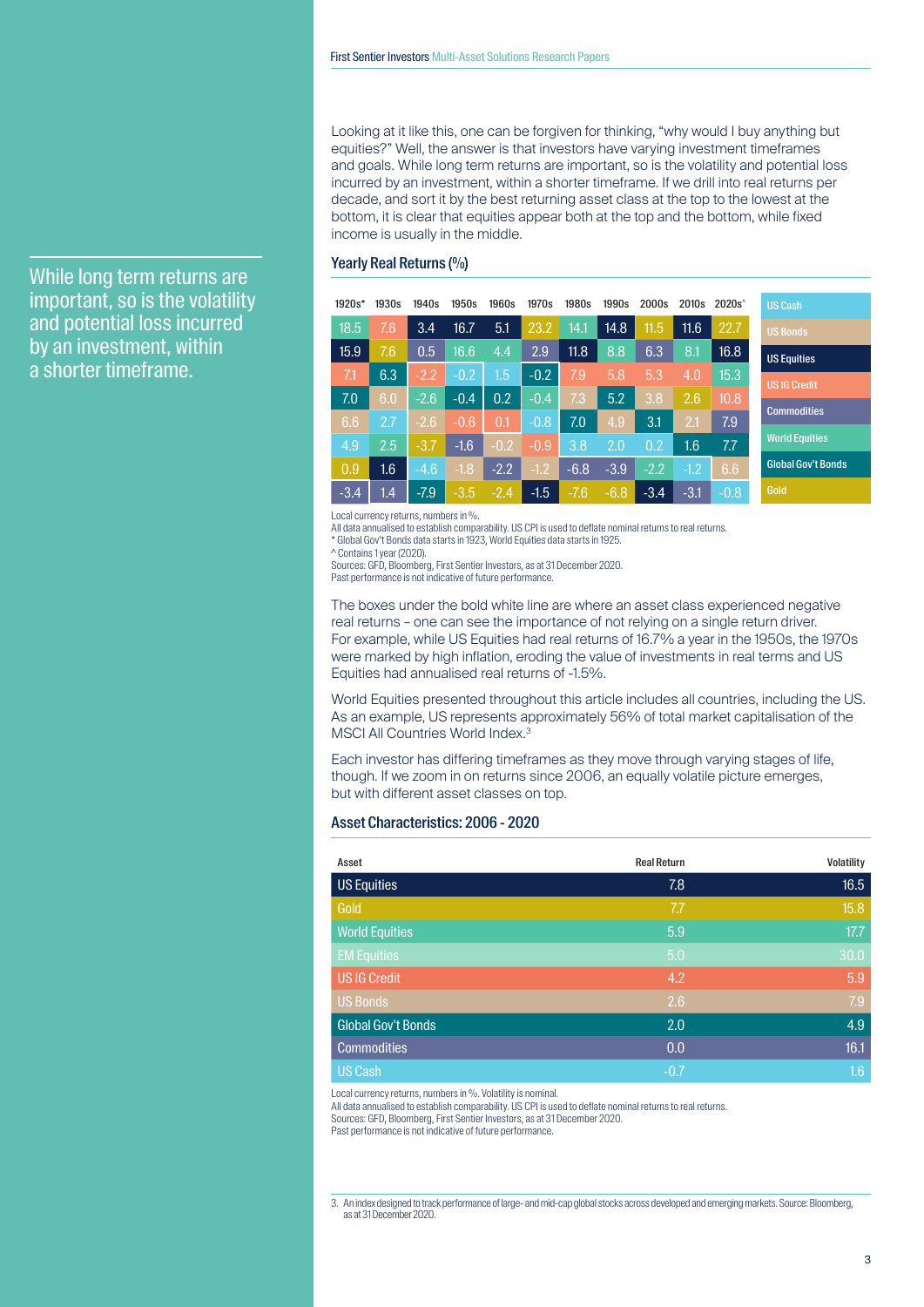While long term returns are important, so is the volatility and potential loss incurred by an investment, within a shorter timeframe.

Looking at it like this, one can be forgiven for thinking, "why would I buy anything but equities?" Well, the answer is that investors have varying investment timeframes and goals. While long term returns are important, so is the volatility and potential loss incurred by an investment, within a shorter timeframe. If we drill into real returns per decade, and sort it by the best returning asset class at the top to the lowest at the bottom, it is clear that equities appear both at the top and the bottom, while fixed income is usually in the middle.

### Yearly Real Returns (%)

| 1920s* | 1930s | 1940s | 1950s | 1960s | 1970s | 1980s | 1990s | 2000s | 2010s | 2020s^ |
|---|---|---|---|---|---|---|---|---|---|---|
| 18.5 | 7.6 | 3.4 | 16.7 | 5.1 | 23.2 | 14.1 | 14.8 | 11.5 | 11.6 | 22.7 |
| 15.9 | 7.6 | 0.5 | 16.6 | 4.4 | 2.9 | 11.8 | 8.8 | 6.3 | 8.1 | 16.8 |
| 7.1 | 6.3 | -2.2 | -0.2 | 1.5 | -0.2 | 7.9 | 5.8 | 5.3 | 4.0 | 15.3 |
| 7.0 | 6.0 | -2.6 | -0.4 | 0.2 | -0.4 | 7.3 | 5.2 | 3.8 | 2.6 | 10.8 |
| 6.6 | 2.7 | -2.6 | -0.6 | 0.1 | -0.8 | 7.0 | 4.9 | 3.1 | 2.1 | 7.9 |
| 4.9 | 2.5 | -3.7 | -1.6 | -0.2 | -0.9 | 3.8 | 2.0 | 0.2 | 1.6 | 7.7 |
| 0.9 | 1.6 | -4.6 | -1.8 | -2.2 | -1.2 | -6.8 | -3.9 | -2.2 | -1.2 | 6.6 |
| -3.4 | 1.4 | -7.9 | -3.5 | -2.4 | -1.5 | -7.6 | -6.8 | -3.4 | -3.1 | -0.8 |

Legend: US Cash, US Bonds, US Equities, US IG Credit, Commodities, World Equities, Global Gov't Bonds, Gold

Local currency returns, numbers in %.
All data annualised to establish comparability. US CPI is used to deflate nominal returns to real returns.
* Global Gov't Bonds data starts in 1923, World Equities data starts in 1925.
^ Contains 1 year (2020).
Sources: GFD, Bloomberg, First Sentier Investors, as at 31 December 2020.
Past performance is not indicative of future performance.

The boxes under the bold white line are where an asset class experienced negative real returns – one can see the importance of not relying on a single return driver. For example, while US Equities had real returns of 16.7% a year in the 1950s, the 1970s were marked by high inflation, eroding the value of investments in real terms and US Equities had annualised real returns of -1.5%.

World Equities presented throughout this article includes all countries, including the US. As an example, US represents approximately 56% of total market capitalisation of the MSCI All Countries World Index.[3]

Each investor has differing timeframes as they move through varying stages of life, though. If we zoom in on returns since 2006, an equally volatile picture emerges, but with different asset classes on top.

### Asset Characteristics: 2006 - 2020

| Asset | Real Return | Volatility |
|---|---|---|
| US Equities | 7.8 | 16.5 |
| Gold | 7.7 | 15.8 |
| World Equities | 5.9 | 17.7 |
| EM Equities | 5.0 | 30.0 |
| US IG Credit | 4.2 | 5.9 |
| US Bonds | 2.6 | 7.9 |
| Global Gov't Bonds | 2.0 | 4.9 |
| Commodities | 0.0 | 16.1 |
| US Cash | -0.7 | 1.6 |

Local currency returns, numbers in %. Volatility is nominal.
All data annualised to establish comparability. US CPI is used to deflate nominal returns to real returns.
Sources: GFD, Bloomberg, First Sentier Investors, as at 31 December 2020.
Past performance is not indicative of future performance.

3. An index designed to track performance of large- and mid-cap global stocks across developed and emerging markets. Source: Bloomberg, as at 31 December 2020.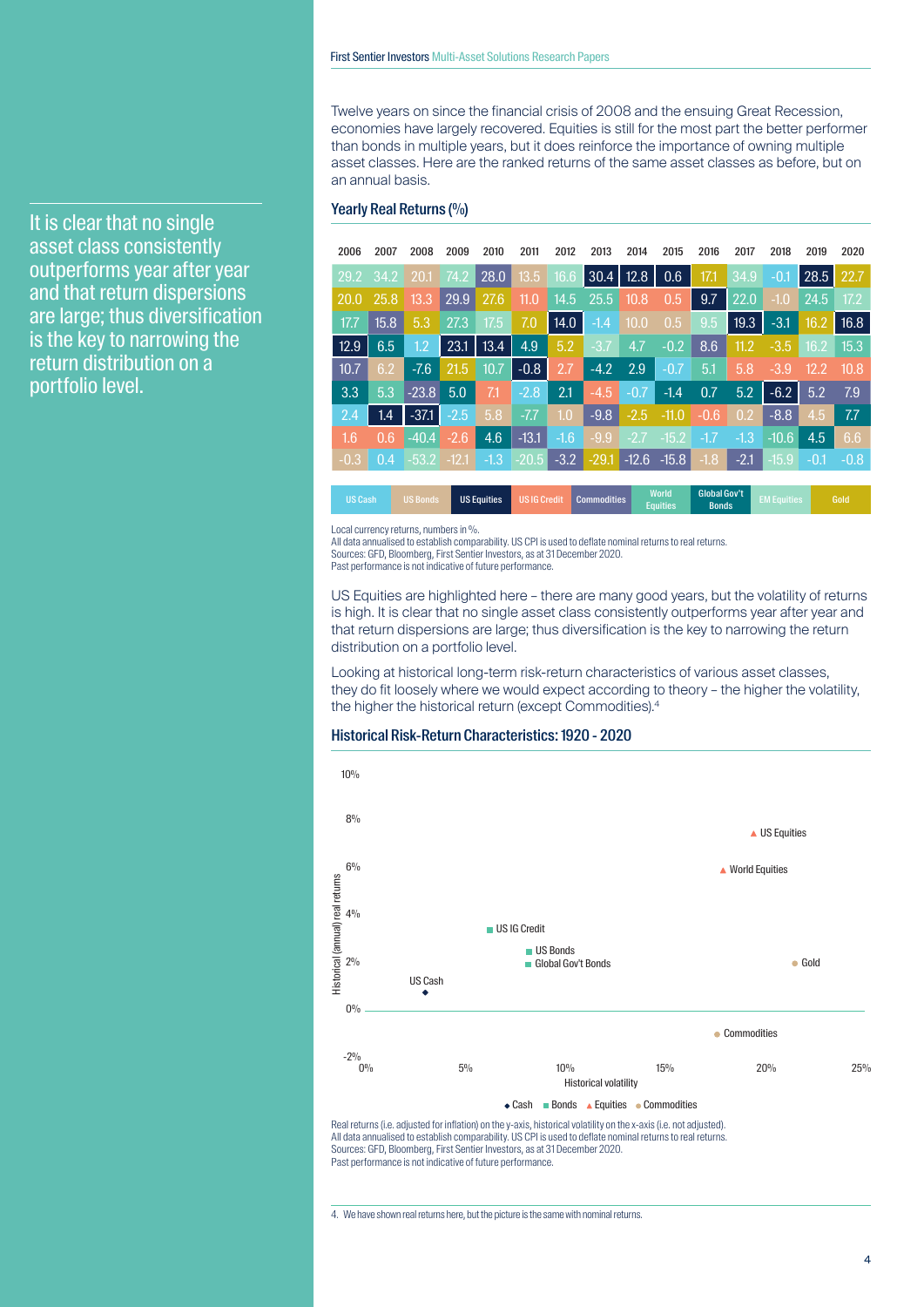It is clear that no single asset class consistently outperforms year after year and that return dispersions are large; thus diversification is the key to narrowing the return distribution on a portfolio level.

Twelve years on since the financial crisis of 2008 and the ensuing Great Recession, economies have largely recovered. Equities is still for the most part the better performer than bonds in multiple years, but it does reinforce the importance of owning multiple asset classes. Here are the ranked returns of the same asset classes as before, but on an annual basis.

### Yearly Real Returns (%)

| 2006 | 2007 | 2008 | 2009 | 2010 | 2011 | 2012 | 2013 | 2014 | 2015 | 2016 | 2017 | 2018 | 2019 | 2020 |
|---|---|---|---|---|---|---|---|---|---|---|---|---|---|---|
| 29.2 | 34.2 | 20.1 | 74.2 | 28.0 | 13.5 | 16.6 | 30.4 | 12.8 | 0.6 | 17.1 | 34.9 | -0.1 | 28.5 | 22.7 |
| 20.0 | 25.8 | 13.3 | 29.9 | 27.6 | 11.0 | 14.5 | 25.5 | 10.8 | 0.5 | 9.7 | 22.0 | -1.0 | 24.5 | 17.2 |
| 17.7 | 15.8 | 5.3 | 27.3 | 17.5 | 7.0 | 14.0 | -1.4 | 10.0 | 0.5 | 9.5 | 19.3 | -3.1 | 16.2 | 16.8 |
| 12.9 | 6.5 | 1.2 | 23.1 | 13.4 | 4.9 | 5.2 | -3.7 | 4.7 | -0.2 | 8.6 | 11.2 | -3.5 | 16.2 | 15.3 |
| 10.7 | 6.2 | -7.6 | 21.5 | 10.7 | -0.8 | 2.7 | -4.2 | 2.9 | -0.7 | 5.1 | 5.8 | -3.9 | 12.2 | 10.8 |
| 3.3 | 5.3 | -23.8 | 5.0 | 7.1 | -2.8 | 2.1 | -4.5 | -0.7 | -1.4 | 0.7 | 5.2 | -6.2 | 5.2 | 7.9 |
| 2.4 | 1.4 | -37.1 | -2.5 | 5.8 | -7.7 | 1.0 | -9.8 | -2.5 | -11.0 | -0.6 | 0.2 | -8.8 | 4.5 | 7.7 |
| 1.6 | 0.6 | -40.4 | -2.6 | 4.6 | -13.1 | -1.6 | -9.9 | -2.7 | -15.2 | -1.7 | -1.3 | -10.6 | 4.5 | 6.6 |
| -0.3 | 0.4 | -53.2 | -12.1 | -1.3 | -20.5 | -3.2 | -29.1 | -12.6 | -15.8 | -1.8 | -2.1 | -15.9 | -0.1 | -0.8 |

US Cash | US Bonds | US Equities | US IG Credit | Commodities | World Equities | Global Gov't Bonds | EM Equities | Gold

Local currency returns, numbers in %.
All data annualised to establish comparability. US CPI is used to deflate nominal returns to real returns.
Sources: GFD, Bloomberg, First Sentier Investors, as at 31 December 2020.
Past performance is not indicative of future performance.

US Equities are highlighted here – there are many good years, but the volatility of returns is high. It is clear that no single asset class consistently outperforms year after year and that return dispersions are large; thus diversification is the key to narrowing the return distribution on a portfolio level.

Looking at historical long-term risk-return characteristics of various asset classes, they do fit loosely where we would expect according to theory – the higher the volatility, the higher the historical return (except Commodities).[4]

### Historical Risk-Return Characteristics: 1920 - 2020

Y-axis: Historical (annual) real returns (-2% to 10%); X-axis: Historical volatility (0% to 25%)

Data points: US Cash, US IG Credit, US Bonds, Global Gov't Bonds, US Equities, World Equities, Gold, Commodities

Legend: ◆ Cash ■ Bonds ▲ Equities ● Commodities

Real returns (i.e. adjusted for inflation) on the y-axis, historical volatility on the x-axis (i.e. not adjusted).
All data annualised to establish comparability. US CPI is used to deflate nominal returns to real returns.
Sources: GFD, Bloomberg, First Sentier Investors, as at 31 December 2020.
Past performance is not indicative of future performance.

4. We have shown real returns here, but the picture is the same with nominal returns.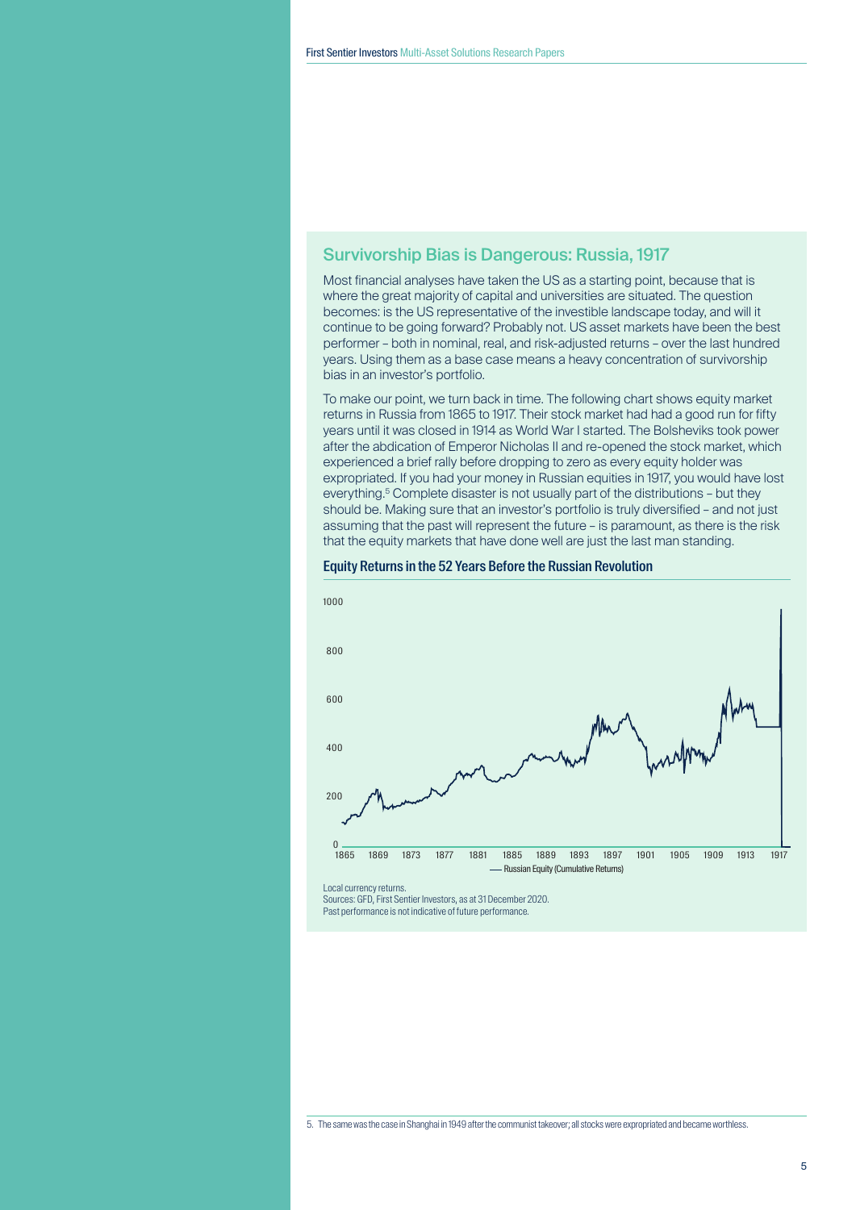## Survivorship Bias is Dangerous: Russia, 1917

Most financial analyses have taken the US as a starting point, because that is where the great majority of capital and universities are situated. The question becomes: is the US representative of the investible landscape today, and will it continue to be going forward? Probably not. US asset markets have been the best performer – both in nominal, real, and risk-adjusted returns – over the last hundred years. Using them as a base case means a heavy concentration of survivorship bias in an investor's portfolio.

To make our point, we turn back in time. The following chart shows equity market returns in Russia from 1865 to 1917. Their stock market had had a good run for fifty years until it was closed in 1914 as World War I started. The Bolsheviks took power after the abdication of Emperor Nicholas II and re-opened the stock market, which experienced a brief rally before dropping to zero as every equity holder was expropriated. If you had your money in Russian equities in 1917, you would have lost everything.[5] Complete disaster is not usually part of the distributions – but they should be. Making sure that an investor's portfolio is truly diversified – and not just assuming that the past will represent the future – is paramount, as there is the risk that the equity markets that have done well are just the last man standing.

### Equity Returns in the 52 Years Before the Russian Revolution

Local currency returns.
Sources: GFD, First Sentier Investors, as at 31 December 2020.
Past performance is not indicative of future performance.

5. The same was the case in Shanghai in 1949 after the communist takeover; all stocks were expropriated and became worthless.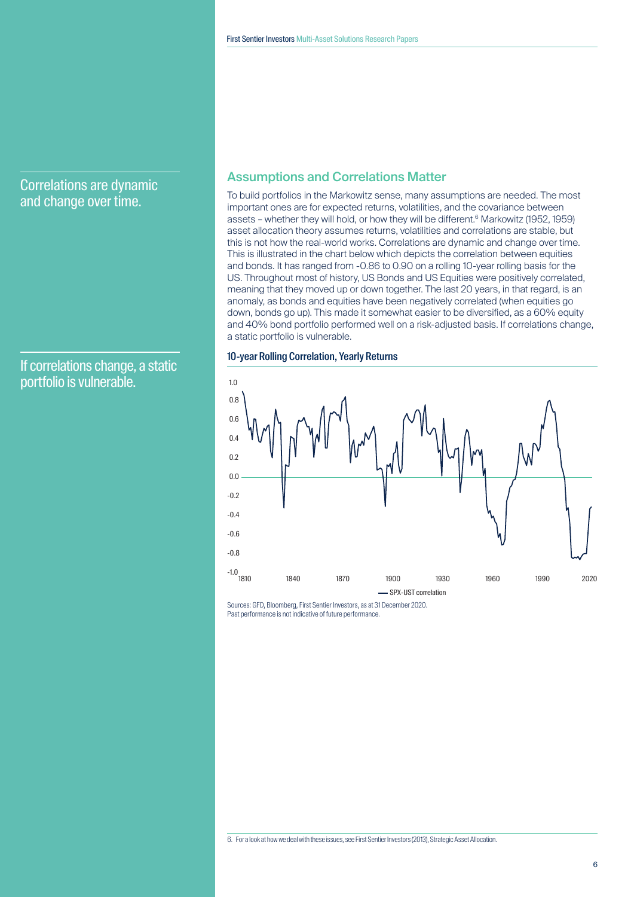Correlations are dynamic and change over time.

If correlations change, a static portfolio is vulnerable.

## Assumptions and Correlations Matter

To build portfolios in the Markowitz sense, many assumptions are needed. The most important ones are for expected returns, volatilities, and the covariance between assets – whether they will hold, or how they will be different.[6] Markowitz (1952, 1959) asset allocation theory assumes returns, volatilities and correlations are stable, but this is not how the real-world works. Correlations are dynamic and change over time. This is illustrated in the chart below which depicts the correlation between equities and bonds. It has ranged from -0.86 to 0.90 on a rolling 10-year rolling basis for the US. Throughout most of history, US Bonds and US Equities were positively correlated, meaning that they moved up or down together. The last 20 years, in that regard, is an anomaly, as bonds and equities have been negatively correlated (when equities go down, bonds go up). This made it somewhat easier to be diversified, as a 60% equity and 40% bond portfolio performed well on a risk-adjusted basis. If correlations change, a static portfolio is vulnerable.

**10-year Rolling Correlation, Yearly Returns**

Sources: GFD, Bloomberg, First Sentier Investors, as at 31 December 2020.
Past performance is not indicative of future performance.

6. For a look at how we deal with these issues, see First Sentier Investors (2013), Strategic Asset Allocation.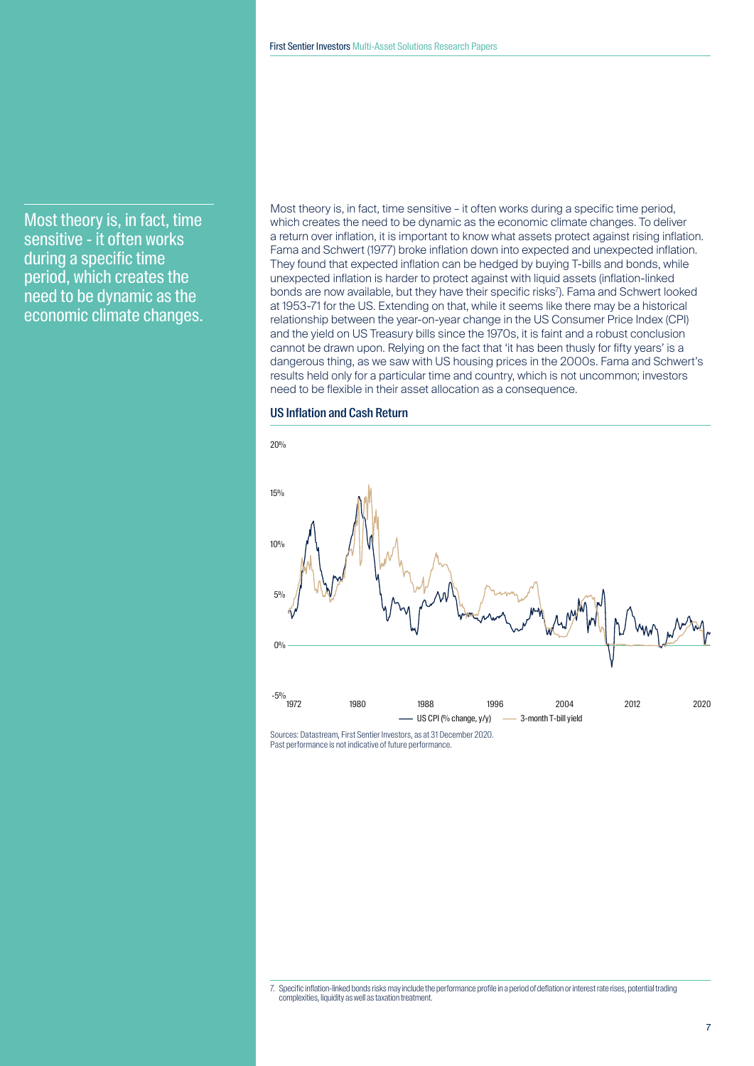Most theory is, in fact, time sensitive - it often works during a specific time period, which creates the need to be dynamic as the economic climate changes.

Most theory is, in fact, time sensitive – it often works during a specific time period, which creates the need to be dynamic as the economic climate changes. To deliver a return over inflation, it is important to know what assets protect against rising inflation. Fama and Schwert (1977) broke inflation down into expected and unexpected inflation. They found that expected inflation can be hedged by buying T-bills and bonds, while unexpected inflation is harder to protect against with liquid assets (inflation-linked bonds are now available, but they have their specific risks[7]). Fama and Schwert looked at 1953-71 for the US. Extending on that, while it seems like there may be a historical relationship between the year-on-year change in the US Consumer Price Index (CPI) and the yield on US Treasury bills since the 1970s, it is faint and a robust conclusion cannot be drawn upon. Relying on the fact that 'it has been thusly for fifty years' is a dangerous thing, as we saw with US housing prices in the 2000s. Fama and Schwert's results held only for a particular time and country, which is not uncommon; investors need to be flexible in their asset allocation as a consequence.

### US Inflation and Cash Return

Sources: Datastream, First Sentier Investors, as at 31 December 2020.
Past performance is not indicative of future performance.

---

7. Specific inflation-linked bonds risks may include the performance profile in a period of deflation or interest rate rises, potential trading complexities, liquidity as well as taxation treatment.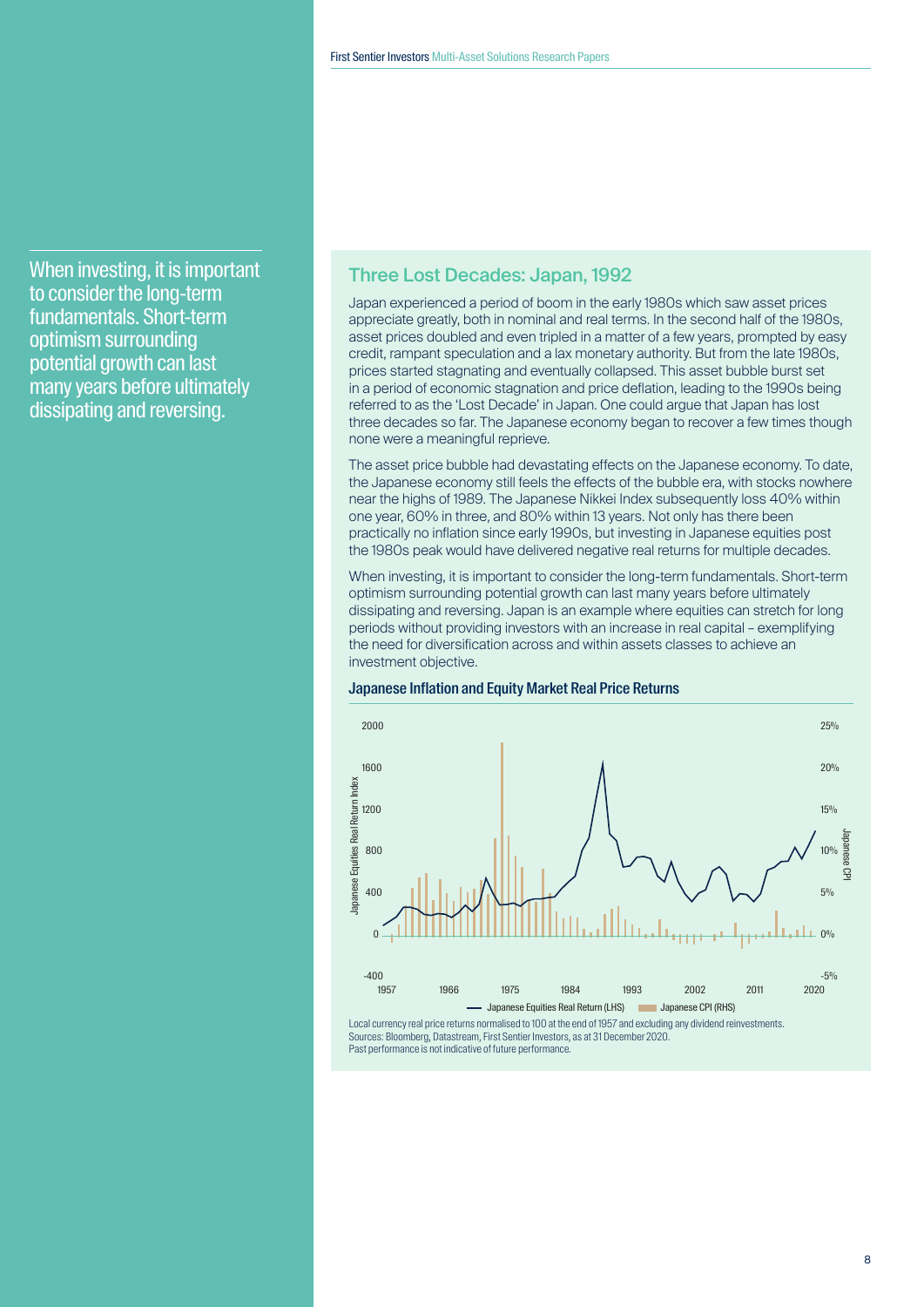When investing, it is important to consider the long-term fundamentals. Short-term optimism surrounding potential growth can last many years before ultimately dissipating and reversing.

## Three Lost Decades: Japan, 1992

Japan experienced a period of boom in the early 1980s which saw asset prices appreciate greatly, both in nominal and real terms. In the second half of the 1980s, asset prices doubled and even tripled in a matter of a few years, prompted by easy credit, rampant speculation and a lax monetary authority. But from the late 1980s, prices started stagnating and eventually collapsed. This asset bubble burst set in a period of economic stagnation and price deflation, leading to the 1990s being referred to as the 'Lost Decade' in Japan. One could argue that Japan has lost three decades so far. The Japanese economy began to recover a few times though none were a meaningful reprieve.

The asset price bubble had devastating effects on the Japanese economy. To date, the Japanese economy still feels the effects of the bubble era, with stocks nowhere near the highs of 1989. The Japanese Nikkei Index subsequently loss 40% within one year, 60% in three, and 80% within 13 years. Not only has there been practically no inflation since early 1990s, but investing in Japanese equities post the 1980s peak would have delivered negative real returns for multiple decades.

When investing, it is important to consider the long-term fundamentals. Short-term optimism surrounding potential growth can last many years before ultimately dissipating and reversing. Japan is an example where equities can stretch for long periods without providing investors with an increase in real capital – exemplifying the need for diversification across and within assets classes to achieve an investment objective.

### Japanese Inflation and Equity Market Real Price Returns

Local currency real price returns normalised to 100 at the end of 1957 and excluding any dividend reinvestments.
Sources: Bloomberg, Datastream, First Sentier Investors, as at 31 December 2020.
Past performance is not indicative of future performance.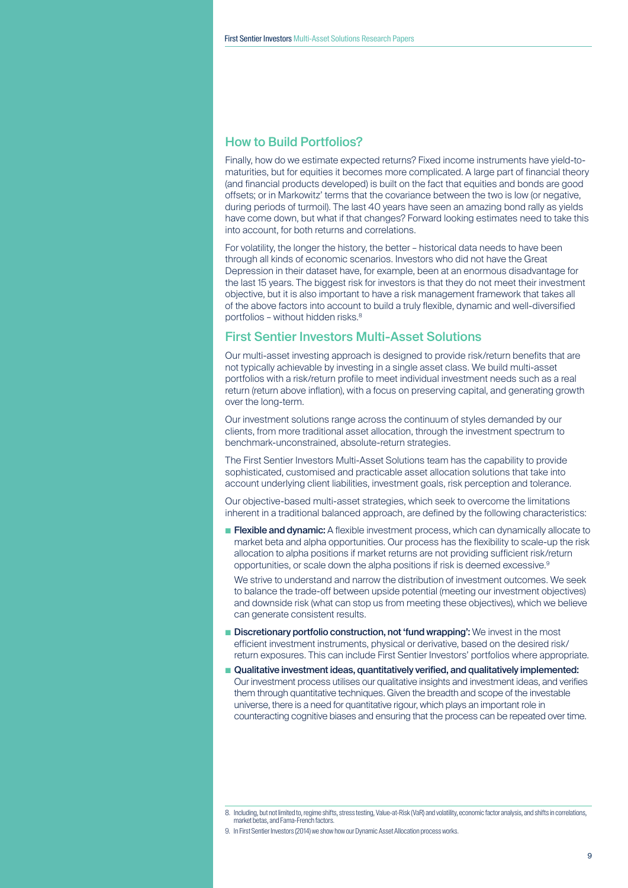## How to Build Portfolios?

Finally, how do we estimate expected returns? Fixed income instruments have yield-to-maturities, but for equities it becomes more complicated. A large part of financial theory (and financial products developed) is built on the fact that equities and bonds are good offsets; or in Markowitz' terms that the covariance between the two is low (or negative, during periods of turmoil). The last 40 years have seen an amazing bond rally as yields have come down, but what if that changes? Forward looking estimates need to take this into account, for both returns and correlations.

For volatility, the longer the history, the better – historical data needs to have been through all kinds of economic scenarios. Investors who did not have the Great Depression in their dataset have, for example, been at an enormous disadvantage for the last 15 years. The biggest risk for investors is that they do not meet their investment objective, but it is also important to have a risk management framework that takes all of the above factors into account to build a truly flexible, dynamic and well-diversified portfolios – without hidden risks.[8]

## First Sentier Investors Multi-Asset Solutions

Our multi-asset investing approach is designed to provide risk/return benefits that are not typically achievable by investing in a single asset class. We build multi-asset portfolios with a risk/return profile to meet individual investment needs such as a real return (return above inflation), with a focus on preserving capital, and generating growth over the long-term.

Our investment solutions range across the continuum of styles demanded by our clients, from more traditional asset allocation, through the investment spectrum to benchmark-unconstrained, absolute-return strategies.

The First Sentier Investors Multi-Asset Solutions team has the capability to provide sophisticated, customised and practicable asset allocation solutions that take into account underlying client liabilities, investment goals, risk perception and tolerance.

Our objective-based multi-asset strategies, which seek to overcome the limitations inherent in a traditional balanced approach, are defined by the following characteristics:

- **Flexible and dynamic:** A flexible investment process, which can dynamically allocate to market beta and alpha opportunities. Our process has the flexibility to scale-up the risk allocation to alpha positions if market returns are not providing sufficient risk/return opportunities, or scale down the alpha positions if risk is deemed excessive.[9]

  We strive to understand and narrow the distribution of investment outcomes. We seek to balance the trade-off between upside potential (meeting our investment objectives) and downside risk (what can stop us from meeting these objectives), which we believe can generate consistent results.

- **Discretionary portfolio construction, not 'fund wrapping':** We invest in the most efficient investment instruments, physical or derivative, based on the desired risk/return exposures. This can include First Sentier Investors' portfolios where appropriate.

- **Qualitative investment ideas, quantitatively verified, and qualitatively implemented:** Our investment process utilises our qualitative insights and investment ideas, and verifies them through quantitative techniques. Given the breadth and scope of the investable universe, there is a need for quantitative rigour, which plays an important role in counteracting cognitive biases and ensuring that the process can be repeated over time.

8. Including, but not limited to, regime shifts, stress testing, Value-at-Risk (VaR) and volatility, economic factor analysis, and shifts in correlations, market betas, and Fama-French factors.

9. In First Sentier Investors (2014) we show how our Dynamic Asset Allocation process works.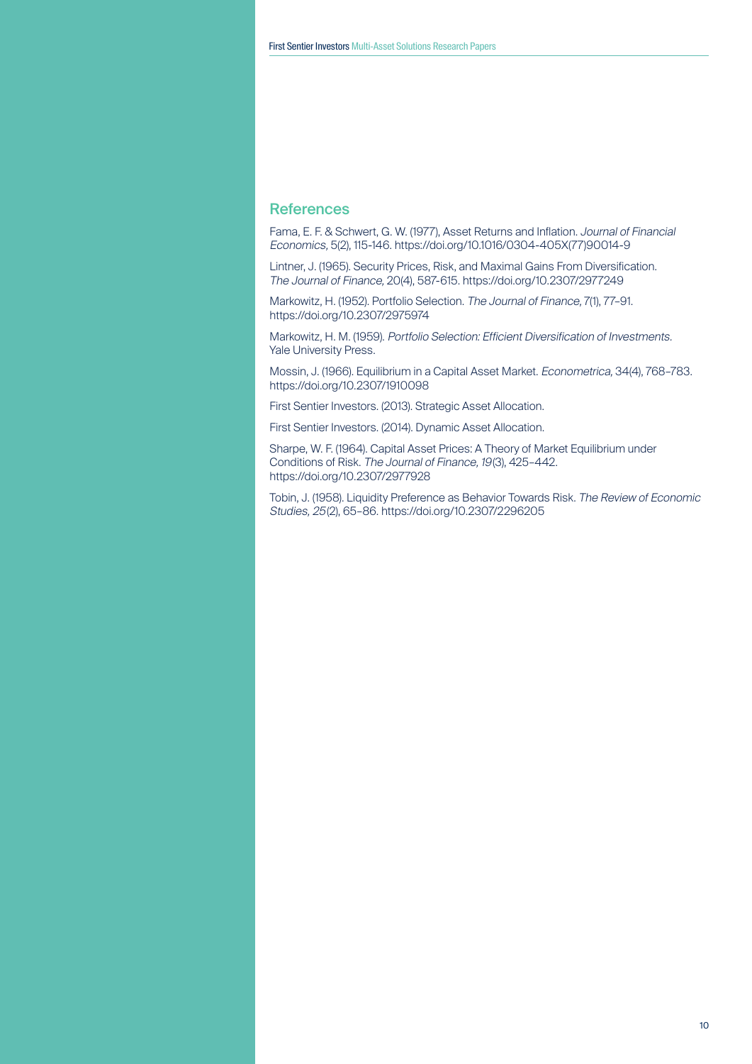## References

Fama, E. F. & Schwert, G. W. (1977), Asset Returns and Inflation. *Journal of Financial Economics,* 5(2), 115-146. https://doi.org/10.1016/0304-405X(77)90014-9

Lintner, J. (1965). Security Prices, Risk, and Maximal Gains From Diversification. *The Journal of Finance,* 20(4), 587-615. https://doi.org/10.2307/2977249

Markowitz, H. (1952). Portfolio Selection. *The Journal of Finance,* 7(1), 77–91. https://doi.org/10.2307/2975974

Markowitz, H. M. (1959). *Portfolio Selection: Efficient Diversification of Investments.* Yale University Press.

Mossin, J. (1966). Equilibrium in a Capital Asset Market. *Econometrica,* 34(4), 768–783. https://doi.org/10.2307/1910098

First Sentier Investors. (2013). Strategic Asset Allocation.

First Sentier Investors. (2014). Dynamic Asset Allocation.

Sharpe, W. F. (1964). Capital Asset Prices: A Theory of Market Equilibrium under Conditions of Risk. *The Journal of Finance, 19*(3), 425–442. https://doi.org/10.2307/2977928

Tobin, J. (1958). Liquidity Preference as Behavior Towards Risk. *The Review of Economic Studies, 25*(2), 65–86. https://doi.org/10.2307/2296205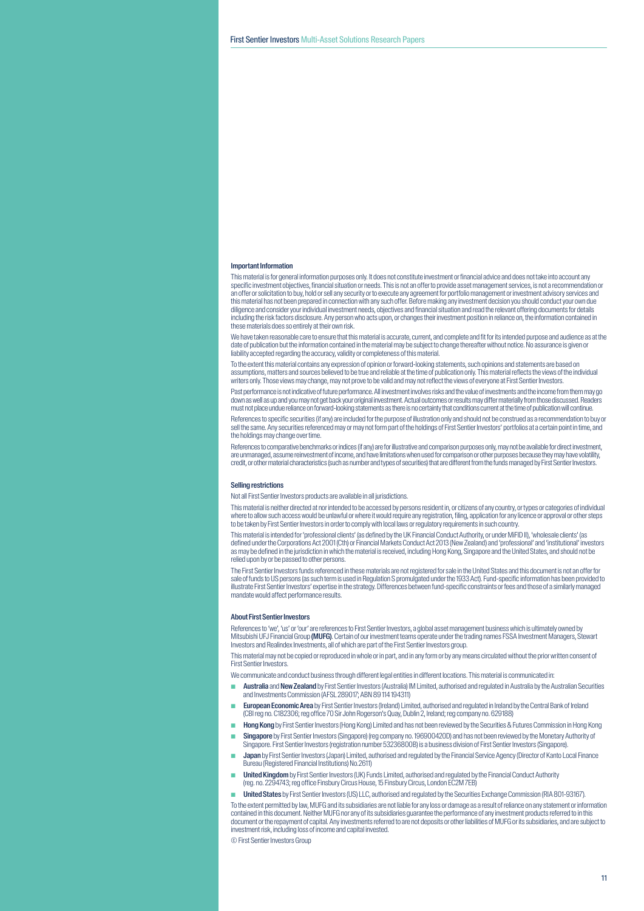## Important Information

This material is for general information purposes only. It does not constitute investment or financial advice and does not take into account any specific investment objectives, financial situation or needs. This is not an offer to provide asset management services, is not a recommendation or an offer or solicitation to buy, hold or sell any security or to execute any agreement for portfolio management or investment advisory services and this material has not been prepared in connection with any such offer. Before making any investment decision you should conduct your own due diligence and consider your individual investment needs, objectives and financial situation and read the relevant offering documents for details including the risk factors disclosure. Any person who acts upon, or changes their investment position in reliance on, the information contained in these materials does so entirely at their own risk.

We have taken reasonable care to ensure that this material is accurate, current, and complete and fit for its intended purpose and audience as at the date of publication but the information contained in the material may be subject to change thereafter without notice. No assurance is given or liability accepted regarding the accuracy, validity or completeness of this material.

To the extent this material contains any expression of opinion or forward-looking statements, such opinions and statements are based on assumptions, matters and sources believed to be true and reliable at the time of publication only. This material reflects the views of the individual writers only. Those views may change, may not prove to be valid and may not reflect the views of everyone at First Sentier Investors.

Past performance is not indicative of future performance. All investment involves risks and the value of investments and the income from them may go down as well as up and you may not get back your original investment. Actual outcomes or results may differ materially from those discussed. Readers must not place undue reliance on forward-looking statements as there is no certainty that conditions current at the time of publication will continue.

References to specific securities (if any) are included for the purpose of illustration only and should not be construed as a recommendation to buy or sell the same. Any securities referenced may or may not form part of the holdings of First Sentier Investors' portfolios at a certain point in time, and the holdings may change over time.

References to comparative benchmarks or indices (if any) are for illustrative and comparison purposes only, may not be available for direct investment, are unmanaged, assume reinvestment of income, and have limitations when used for comparison or other purposes because they may have volatility, credit, or other material characteristics (such as number and types of securities) that are different from the funds managed by First Sentier Investors.

## Selling restrictions

Not all First Sentier Investors products are available in all jurisdictions.

This material is neither directed at nor intended to be accessed by persons resident in, or citizens of any country, or types or categories of individual where to allow such access would be unlawful or where it would require any registration, filing, application for any licence or approval or other steps to be taken by First Sentier Investors in order to comply with local laws or regulatory requirements in such country.

This material is intended for 'professional clients' (as defined by the UK Financial Conduct Authority, or under MiFID II), 'wholesale clients' (as defined under the Corporations Act 2001 (Cth) or Financial Markets Conduct Act 2013 (New Zealand) and 'professional' and 'institutional' investors as may be defined in the jurisdiction in which the material is received, including Hong Kong, Singapore and the United States, and should not be relied upon by or be passed to other persons.

The First Sentier Investors funds referenced in these materials are not registered for sale in the United States and this document is not an offer for sale of funds to US persons (as such term is used in Regulation S promulgated under the 1933 Act). Fund-specific information has been provided to illustrate First Sentier Investors' expertise in the strategy. Differences between fund-specific constraints or fees and those of a similarly managed mandate would affect performance results.

## About First Sentier Investors

References to 'we', 'us' or 'our' are references to First Sentier Investors, a global asset management business which is ultimately owned by Mitsubishi UFJ Financial Group **(MUFG)**. Certain of our investment teams operate under the trading names FSSA Investment Managers, Stewart Investors and Realindex Investments, all of which are part of the First Sentier Investors group.

This material may not be copied or reproduced in whole or in part, and in any form or by any means circulated without the prior written consent of First Sentier Investors.

We communicate and conduct business through different legal entities in different locations. This material is communicated in:

- **Australia** and **New Zealand** by First Sentier Investors (Australia) IM Limited, authorised and regulated in Australia by the Australian Securities and Investments Commission (AFSL 289017; ABN 89 114 194311)
- **European Economic Area** by First Sentier Investors (Ireland) Limited, authorised and regulated in Ireland by the Central Bank of Ireland (CBI reg no. C182306; reg office 70 Sir John Rogerson's Quay, Dublin 2, Ireland; reg company no. 629188)
- **Hong Kong** by First Sentier Investors (Hong Kong) Limited and has not been reviewed by the Securities & Futures Commission in Hong Kong
- **Singapore** by First Sentier Investors (Singapore) (reg company no. 196900420D) and has not been reviewed by the Monetary Authority of Singapore. First Sentier Investors (registration number 53236800B) is a business division of First Sentier Investors (Singapore).
- **Japan** by First Sentier Investors (Japan) Limited, authorised and regulated by the Financial Service Agency (Director of Kanto Local Finance Bureau (Registered Financial Institutions) No.2611)
- **United Kingdom** by First Sentier Investors (UK) Funds Limited, authorised and regulated by the Financial Conduct Authority (reg. no. 2294743; reg office Finsbury Circus House, 15 Finsbury Circus, London EC2M 7EB)
- **United States** by First Sentier Investors (US) LLC, authorised and regulated by the Securities Exchange Commission (RIA 801-93167).

To the extent permitted by law, MUFG and its subsidiaries are not liable for any loss or damage as a result of reliance on any statement or information contained in this document. Neither MUFG nor any of its subsidiaries guarantee the performance of any investment products referred to in this document or the repayment of capital. Any investments referred to are not deposits or other liabilities of MUFG or its subsidiaries, and are subject to investment risk, including loss of income and capital invested.

© First Sentier Investors Group